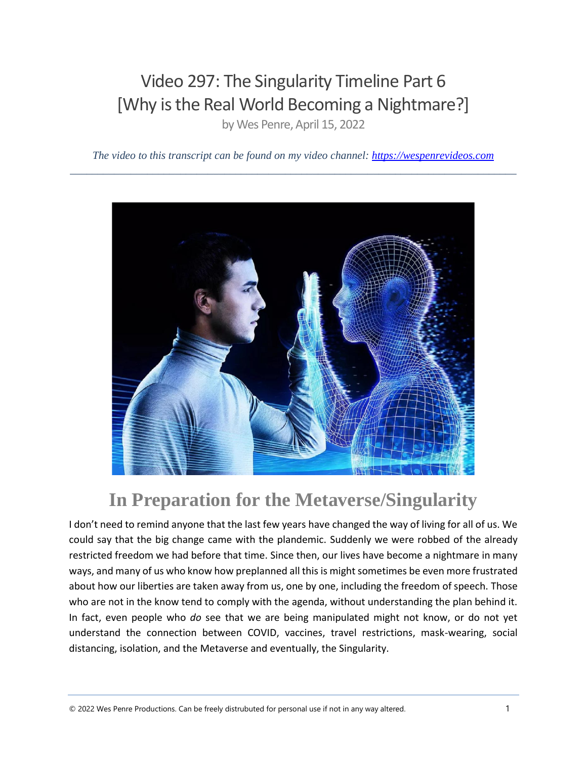# Video 297: The Singularity Timeline Part 6 [Why is the Real World Becoming a Nightmare?]

by Wes Penre, April 15, 2022

*The video to this transcript can be found on my video channel: https://wespenrevideos.com*

---

## In Preparation for the Metaverse/Singularity

I don't need to remind anyone that the last few years have changed the way of living for all of us. We could say that the big change came with the plandemic. Suddenly we were robbed of the already restricted freedom we had before that time. Since then, our lives have become a nightmare in many ways, and many of us who know how preplanned all this is might sometimes be even more frustrated about how our liberties are taken away from us, one by one, including the freedom of speech. Those who are not in the know tend to comply with the agenda, without understanding the plan behind it. In fact, even people who *do* see that we are being manipulated might not know, or do not yet understand the connection between COVID, vaccines, travel restrictions, mask-wearing, social distancing, isolation, and the Metaverse and eventually, the Singularity.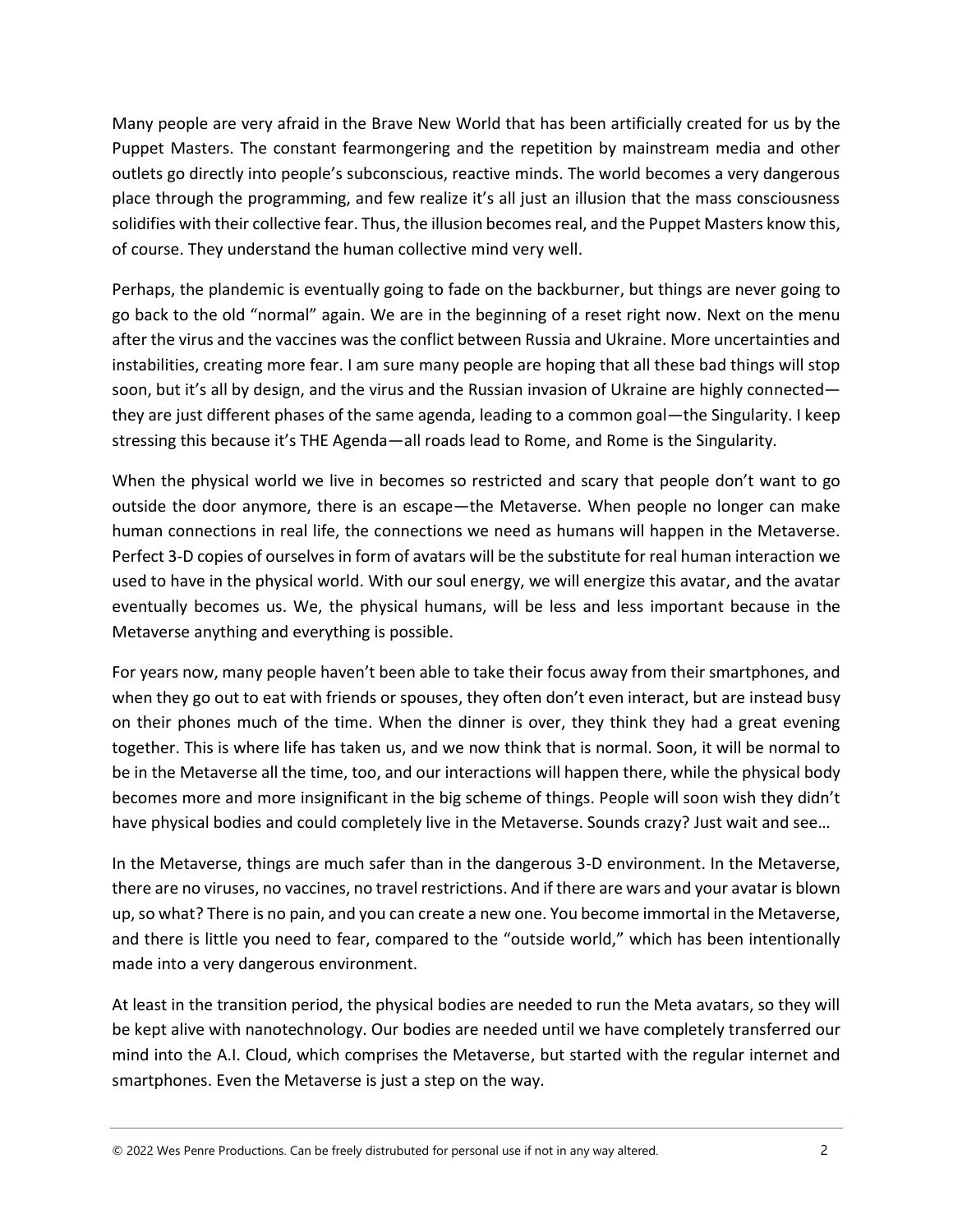Many people are very afraid in the Brave New World that has been artificially created for us by the Puppet Masters. The constant fearmongering and the repetition by mainstream media and other outlets go directly into people's subconscious, reactive minds. The world becomes a very dangerous place through the programming, and few realize it's all just an illusion that the mass consciousness solidifies with their collective fear. Thus, the illusion becomes real, and the Puppet Masters know this, of course. They understand the human collective mind very well.

Perhaps, the plandemic is eventually going to fade on the backburner, but things are never going to go back to the old "normal" again. We are in the beginning of a reset right now. Next on the menu after the virus and the vaccines was the conflict between Russia and Ukraine. More uncertainties and instabilities, creating more fear. I am sure many people are hoping that all these bad things will stop soon, but it's all by design, and the virus and the Russian invasion of Ukraine are highly connected—they are just different phases of the same agenda, leading to a common goal—the Singularity. I keep stressing this because it's THE Agenda—all roads lead to Rome, and Rome is the Singularity.

When the physical world we live in becomes so restricted and scary that people don't want to go outside the door anymore, there is an escape—the Metaverse. When people no longer can make human connections in real life, the connections we need as humans will happen in the Metaverse. Perfect 3-D copies of ourselves in form of avatars will be the substitute for real human interaction we used to have in the physical world. With our soul energy, we will energize this avatar, and the avatar eventually becomes us. We, the physical humans, will be less and less important because in the Metaverse anything and everything is possible.

For years now, many people haven't been able to take their focus away from their smartphones, and when they go out to eat with friends or spouses, they often don't even interact, but are instead busy on their phones much of the time. When the dinner is over, they think they had a great evening together. This is where life has taken us, and we now think that is normal. Soon, it will be normal to be in the Metaverse all the time, too, and our interactions will happen there, while the physical body becomes more and more insignificant in the big scheme of things. People will soon wish they didn't have physical bodies and could completely live in the Metaverse. Sounds crazy? Just wait and see…

In the Metaverse, things are much safer than in the dangerous 3-D environment. In the Metaverse, there are no viruses, no vaccines, no travel restrictions. And if there are wars and your avatar is blown up, so what? There is no pain, and you can create a new one. You become immortal in the Metaverse, and there is little you need to fear, compared to the "outside world," which has been intentionally made into a very dangerous environment.

At least in the transition period, the physical bodies are needed to run the Meta avatars, so they will be kept alive with nanotechnology. Our bodies are needed until we have completely transferred our mind into the A.I. Cloud, which comprises the Metaverse, but started with the regular internet and smartphones. Even the Metaverse is just a step on the way.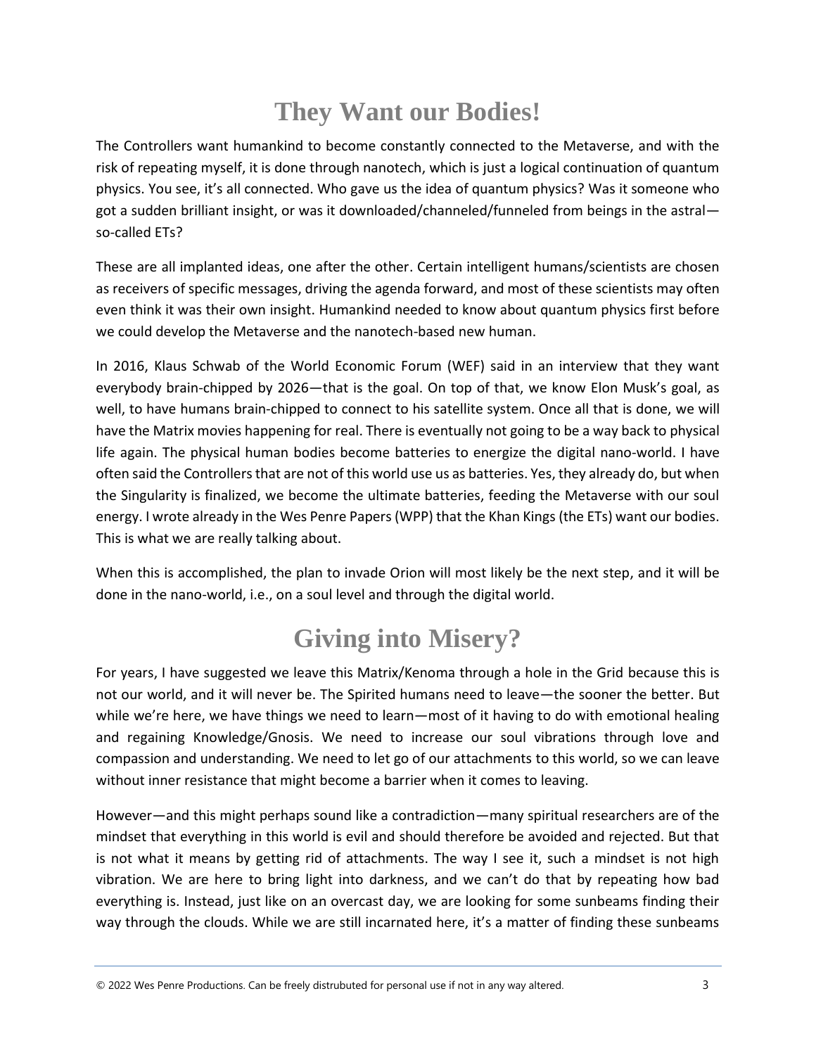# They Want our Bodies!

The Controllers want humankind to become constantly connected to the Metaverse, and with the risk of repeating myself, it is done through nanotech, which is just a logical continuation of quantum physics. You see, it's all connected. Who gave us the idea of quantum physics? Was it someone who got a sudden brilliant insight, or was it downloaded/channeled/funneled from beings in the astral—so-called ETs?

These are all implanted ideas, one after the other. Certain intelligent humans/scientists are chosen as receivers of specific messages, driving the agenda forward, and most of these scientists may often even think it was their own insight. Humankind needed to know about quantum physics first before we could develop the Metaverse and the nanotech-based new human.

In 2016, Klaus Schwab of the World Economic Forum (WEF) said in an interview that they want everybody brain-chipped by 2026—that is the goal. On top of that, we know Elon Musk's goal, as well, to have humans brain-chipped to connect to his satellite system. Once all that is done, we will have the Matrix movies happening for real. There is eventually not going to be a way back to physical life again. The physical human bodies become batteries to energize the digital nano-world. I have often said the Controllers that are not of this world use us as batteries. Yes, they already do, but when the Singularity is finalized, we become the ultimate batteries, feeding the Metaverse with our soul energy. I wrote already in the Wes Penre Papers (WPP) that the Khan Kings (the ETs) want our bodies. This is what we are really talking about.

When this is accomplished, the plan to invade Orion will most likely be the next step, and it will be done in the nano-world, i.e., on a soul level and through the digital world.

# Giving into Misery?

For years, I have suggested we leave this Matrix/Kenoma through a hole in the Grid because this is not our world, and it will never be. The Spirited humans need to leave—the sooner the better. But while we're here, we have things we need to learn—most of it having to do with emotional healing and regaining Knowledge/Gnosis. We need to increase our soul vibrations through love and compassion and understanding. We need to let go of our attachments to this world, so we can leave without inner resistance that might become a barrier when it comes to leaving.

However—and this might perhaps sound like a contradiction—many spiritual researchers are of the mindset that everything in this world is evil and should therefore be avoided and rejected. But that is not what it means by getting rid of attachments. The way I see it, such a mindset is not high vibration. We are here to bring light into darkness, and we can't do that by repeating how bad everything is. Instead, just like on an overcast day, we are looking for some sunbeams finding their way through the clouds. While we are still incarnated here, it's a matter of finding these sunbeams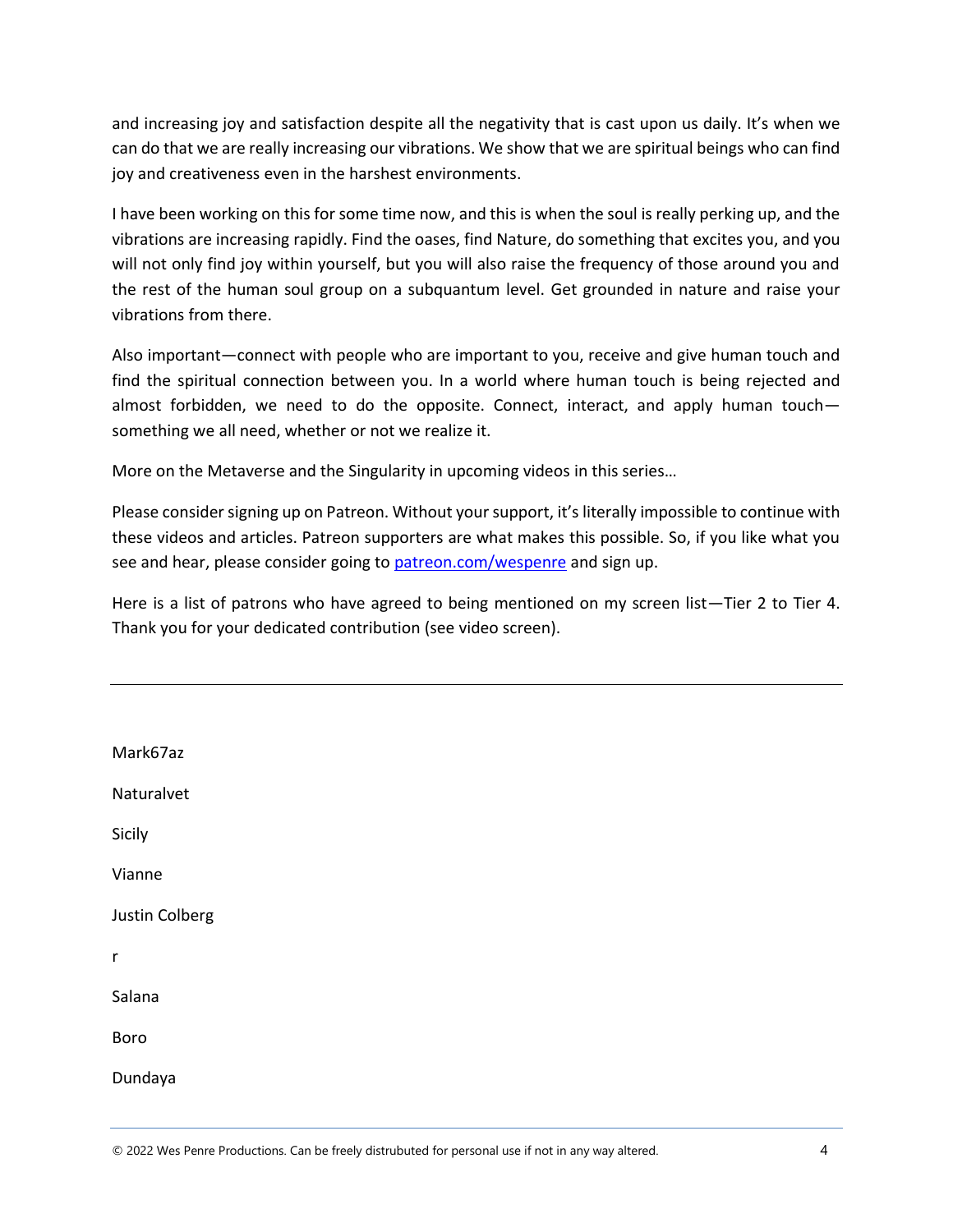and increasing joy and satisfaction despite all the negativity that is cast upon us daily. It's when we can do that we are really increasing our vibrations. We show that we are spiritual beings who can find joy and creativeness even in the harshest environments.

I have been working on this for some time now, and this is when the soul is really perking up, and the vibrations are increasing rapidly. Find the oases, find Nature, do something that excites you, and you will not only find joy within yourself, but you will also raise the frequency of those around you and the rest of the human soul group on a subquantum level. Get grounded in nature and raise your vibrations from there.

Also important—connect with people who are important to you, receive and give human touch and find the spiritual connection between you. In a world where human touch is being rejected and almost forbidden, we need to do the opposite. Connect, interact, and apply human touch—something we all need, whether or not we realize it.

More on the Metaverse and the Singularity in upcoming videos in this series…

Please consider signing up on Patreon. Without your support, it's literally impossible to continue with these videos and articles. Patreon supporters are what makes this possible. So, if you like what you see and hear, please consider going to [patreon.com/wespenre](https://patreon.com/wespenre) and sign up.

Here is a list of patrons who have agreed to being mentioned on my screen list—Tier 2 to Tier 4. Thank you for your dedicated contribution (see video screen).

---

Mark67az

Naturalvet

Sicily

Vianne

Justin Colberg

r

Salana

Boro

Dundaya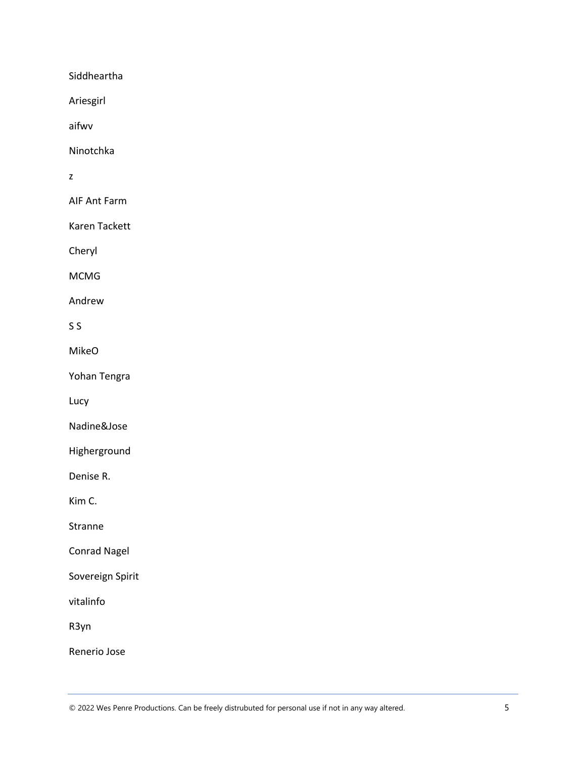Siddheartha

Ariesgirl

aifwv

Ninotchka

z

AIF Ant Farm

Karen Tackett

Cheryl

MCMG

Andrew

S S

MikeO

Yohan Tengra

Lucy

Nadine&Jose

Higherground

Denise R.

Kim C.

Stranne

Conrad Nagel

Sovereign Spirit

vitalinfo

R3yn

Renerio Jose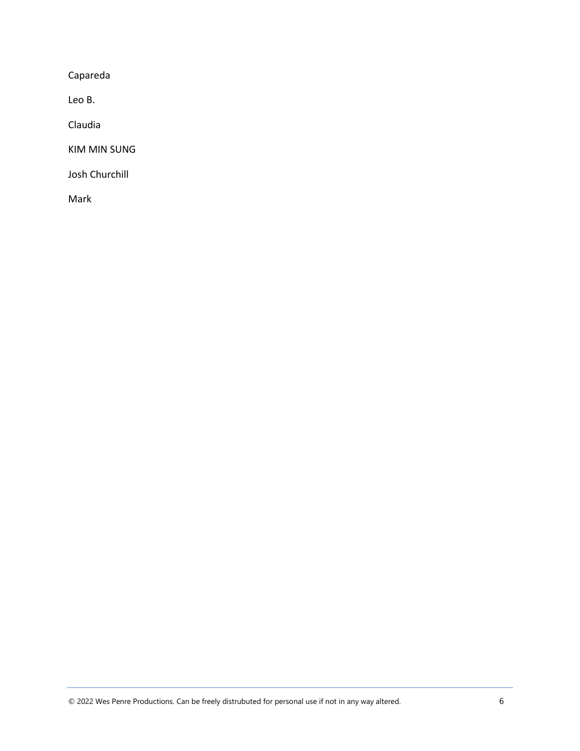Capareda

Leo B.

Claudia

KIM MIN SUNG

Josh Churchill

Mark